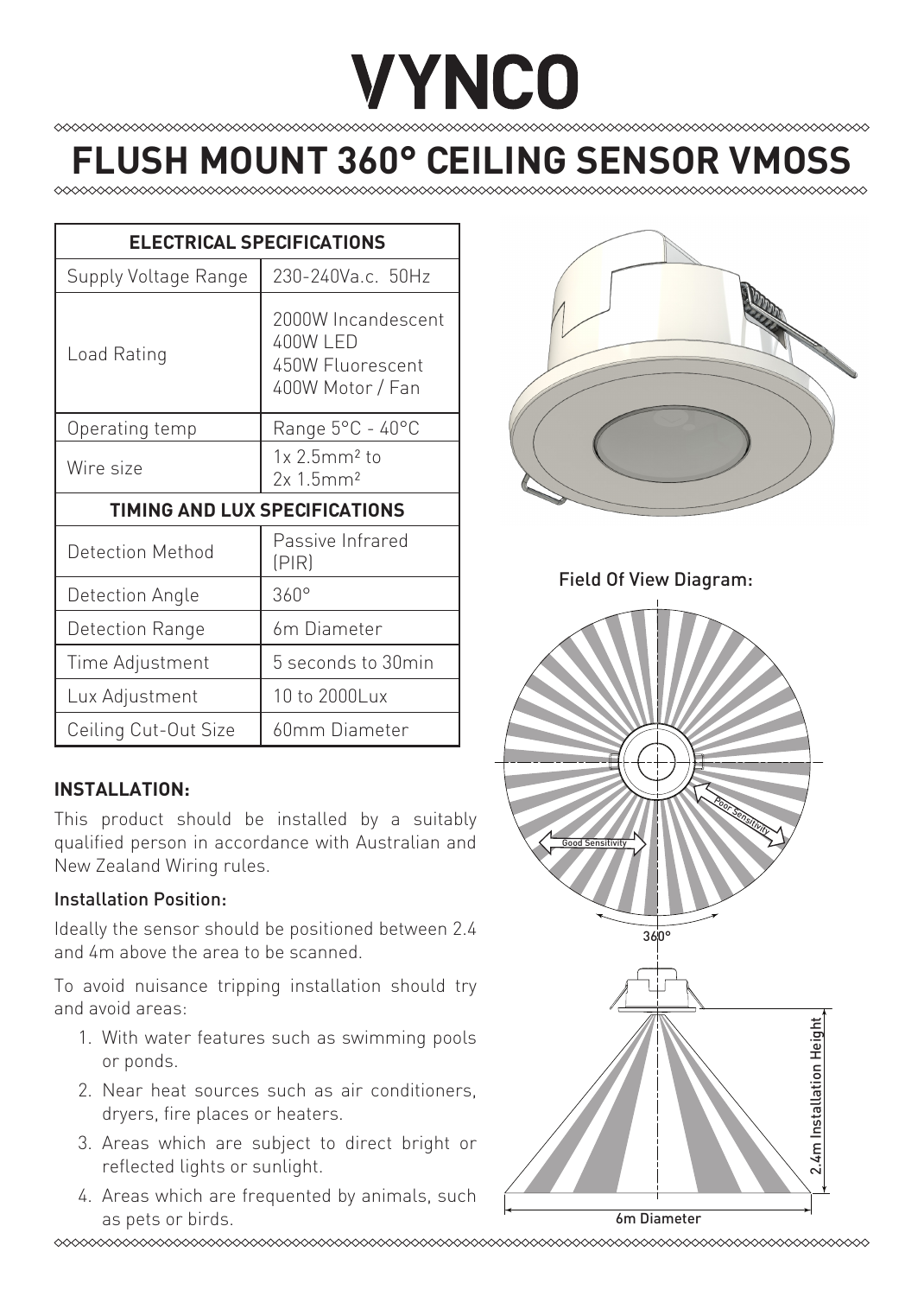# VYNCO

## FLUSH MOUNT 360° CEILING SENSOR VMOSS

| ELECTRICAL SPECIFICATIONS | |
|---|---|
| Supply Voltage Range | 230-240Va.c. 50Hz |
| Load Rating | 2000W Incandescent<br>400W LED<br>450W Fluorescent<br>400W Motor / Fan |
| Operating temp | Range 5°C - 40°C |
| Wire size | 1x 2.5mm² to<br>2x 1.5mm² |
| **TIMING AND LUX SPECIFICATIONS** | |
| Detection Method | Passive Infrared (PIR) |
| Detection Angle | 360° |
| Detection Range | 6m Diameter |
| Time Adjustment | 5 seconds to 30min |
| Lux Adjustment | 10 to 2000Lux |
| Ceiling Cut-Out Size | 60mm Diameter |

Field Of View Diagram:

Poor Sensitivity

Good Sensitivity

360°

2.4m Installation Height

6m Diameter

### INSTALLATION:

This product should be installed by a suitably qualified person in accordance with Australian and New Zealand Wiring rules.

#### Installation Position:

Ideally the sensor should be positioned between 2.4 and 4m above the area to be scanned.

To avoid nuisance tripping installation should try and avoid areas:

1. With water features such as swimming pools or ponds.
2. Near heat sources such as air conditioners, dryers, fire places or heaters.
3. Areas which are subject to direct bright or reflected lights or sunlight.
4. Areas which are frequented by animals, such as pets or birds.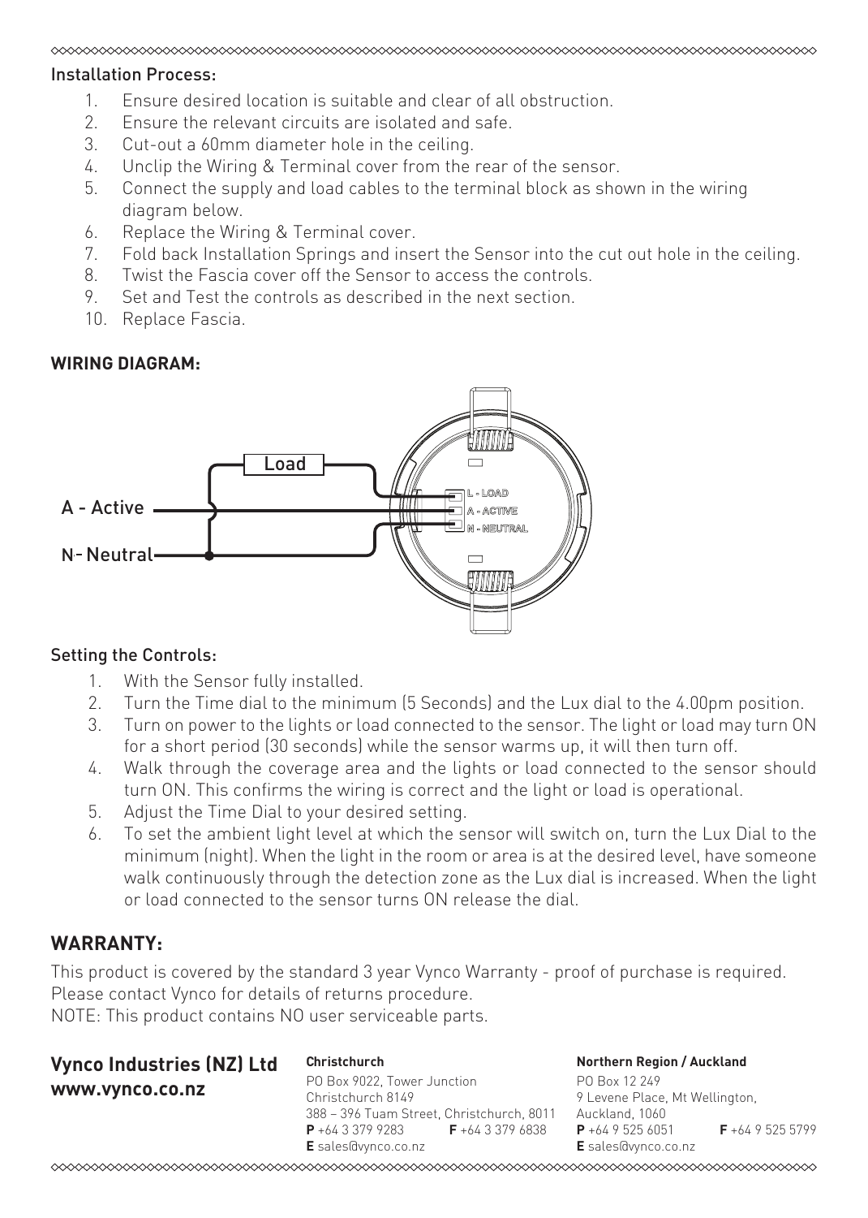Installation Process:

1. Ensure desired location is suitable and clear of all obstruction.
2. Ensure the relevant circuits are isolated and safe.
3. Cut-out a 60mm diameter hole in the ceiling.
4. Unclip the Wiring & Terminal cover from the rear of the sensor.
5. Connect the supply and load cables to the terminal block as shown in the wiring diagram below.
6. Replace the Wiring & Terminal cover.
7. Fold back Installation Springs and insert the Sensor into the cut out hole in the ceiling.
8. Twist the Fascia cover off the Sensor to access the controls.
9. Set and Test the controls as described in the next section.
10. Replace Fascia.

**WIRING DIAGRAM:**

Load

A - Active

N- Neutral

L - LOAD

A - ACTIVE

N - NEUTRAL

Setting the Controls:

1. With the Sensor fully installed.
2. Turn the Time dial to the minimum (5 Seconds) and the Lux dial to the 4.00pm position.
3. Turn on power to the lights or load connected to the sensor. The light or load may turn ON for a short period (30 seconds) while the sensor warms up, it will then turn off.
4. Walk through the coverage area and the lights or load connected to the sensor should turn ON. This confirms the wiring is correct and the light or load is operational.
5. Adjust the Time Dial to your desired setting.
6. To set the ambient light level at which the sensor will switch on, turn the Lux Dial to the minimum (night). When the light in the room or area is at the desired level, have someone walk continuously through the detection zone as the Lux dial is increased. When the light or load connected to the sensor turns ON release the dial.

## WARRANTY:

This product is covered by the standard 3 year Vynco Warranty - proof of purchase is required.
Please contact Vynco for details of returns procedure.
NOTE: This product contains NO user serviceable parts.

**Vynco Industries (NZ) Ltd**
**www.vynco.co.nz**

**Christchurch**
PO Box 9022, Tower Junction
Christchurch 8149
388 – 396 Tuam Street, Christchurch, 8011
**P** +64 3 379 9283 **F** +64 3 379 6838
**E** sales@vynco.co.nz

**Northern Region / Auckland**
PO Box 12 249
9 Levene Place, Mt Wellington,
Auckland, 1060
**P** +64 9 525 6051 **F** +64 9 525 5799
**E** sales@vynco.co.nz